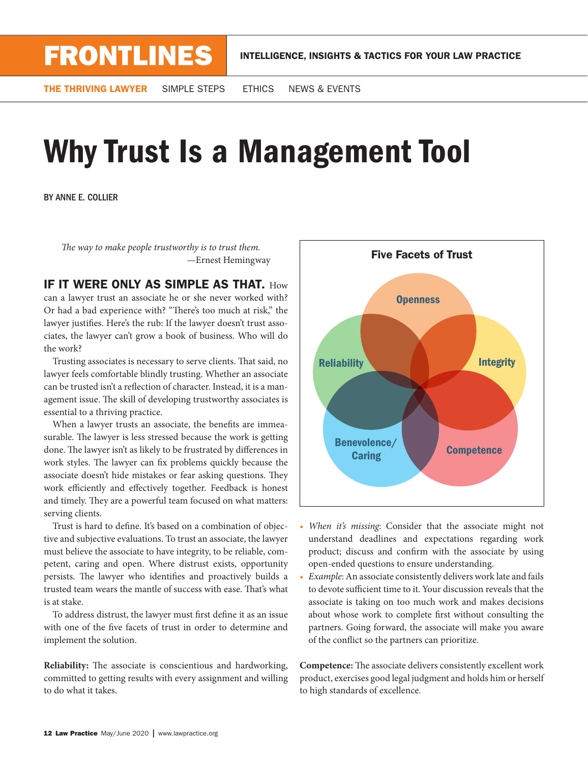FRONTLINES

INTELLIGENCE, INSIGHTS & TACTICS FOR YOUR LAW PRACTICE

THE THRIVING LAWYER | SIMPLE STEPS | ETHICS | NEWS & EVENTS

# Why Trust Is a Management Tool

BY ANNE E. COLLIER

*The way to make people trustworthy is to trust them.*
—Ernest Hemingway

**IF IT WERE ONLY AS SIMPLE AS THAT.** How can a lawyer trust an associate he or she never worked with? Or had a bad experience with? "There's too much at risk," the lawyer justifies. Here's the rub: If the lawyer doesn't trust associates, the lawyer can't grow a book of business. Who will do the work?

Trusting associates is necessary to serve clients. That said, no lawyer feels comfortable blindly trusting. Whether an associate can be trusted isn't a reflection of character. Instead, it is a management issue. The skill of developing trustworthy associates is essential to a thriving practice.

When a lawyer trusts an associate, the benefits are immeasurable. The lawyer is less stressed because the work is getting done. The lawyer isn't as likely to be frustrated by differences in work styles. The lawyer can fix problems quickly because the associate doesn't hide mistakes or fear asking questions. They work efficiently and effectively together. Feedback is honest and timely. They are a powerful team focused on what matters: serving clients.

Trust is hard to define. It's based on a combination of objective and subjective evaluations. To trust an associate, the lawyer must believe the associate to have integrity, to be reliable, competent, caring and open. Where distrust exists, opportunity persists. The lawyer who identifies and proactively builds a trusted team wears the mantle of success with ease. That's what is at stake.

To address distrust, the lawyer must first define it as an issue with one of the five facets of trust in order to determine and implement the solution.

**Five Facets of Trust**

Openness

Reliability

Integrity

Benevolence/ Caring

Competence

**Reliability:** The associate is conscientious and hardworking, committed to getting results with every assignment and willing to do what it takes.

- *When it's missing*: Consider that the associate might not understand deadlines and expectations regarding work product; discuss and confirm with the associate by using open-ended questions to ensure understanding.
- *Example*: An associate consistently delivers work late and fails to devote sufficient time to it. Your discussion reveals that the associate is taking on too much work and makes decisions about whose work to complete first without consulting the partners. Going forward, the associate will make you aware of the conflict so the partners can prioritize.

**Competence:** The associate delivers consistently excellent work product, exercises good legal judgment and holds him or herself to high standards of excellence.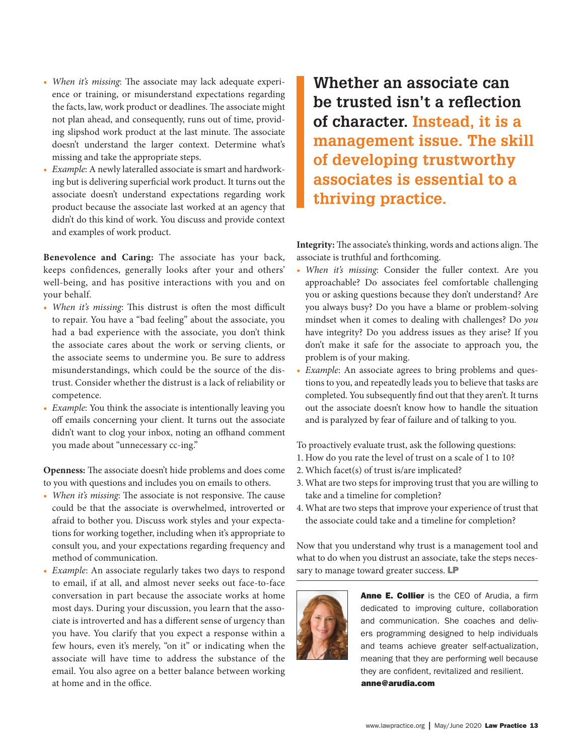- *When it's missing*: The associate may lack adequate experience or training, or misunderstand expectations regarding the facts, law, work product or deadlines. The associate might not plan ahead, and consequently, runs out of time, providing slipshod work product at the last minute. The associate doesn't understand the larger context. Determine what's missing and take the appropriate steps.
- *Example*: A newly lateralled associate is smart and hardworking but is delivering superficial work product. It turns out the associate doesn't understand expectations regarding work product because the associate last worked at an agency that didn't do this kind of work. You discuss and provide context and examples of work product.

**Benevolence and Caring:** The associate has your back, keeps confidences, generally looks after your and others' well-being, and has positive interactions with you and on your behalf.

- *When it's missing*: This distrust is often the most difficult to repair. You have a "bad feeling" about the associate, you had a bad experience with the associate, you don't think the associate cares about the work or serving clients, or the associate seems to undermine you. Be sure to address misunderstandings, which could be the source of the distrust. Consider whether the distrust is a lack of reliability or competence.
- *Example*: You think the associate is intentionally leaving you off emails concerning your client. It turns out the associate didn't want to clog your inbox, noting an offhand comment you made about "unnecessary cc-ing."

**Openness:** The associate doesn't hide problems and does come to you with questions and includes you on emails to others.

- *When it's missing*: The associate is not responsive. The cause could be that the associate is overwhelmed, introverted or afraid to bother you. Discuss work styles and your expectations for working together, including when it's appropriate to consult you, and your expectations regarding frequency and method of communication.
- *Example*: An associate regularly takes two days to respond to email, if at all, and almost never seeks out face-to-face conversation in part because the associate works at home most days. During your discussion, you learn that the associate is introverted and has a different sense of urgency than you have. You clarify that you expect a response within a few hours, even it's merely, "on it" or indicating when the associate will have time to address the substance of the email. You also agree on a better balance between working at home and in the office.

> **Whether an associate can be trusted isn't a reflection of character. Instead, it is a management issue. The skill of developing trustworthy associates is essential to a thriving practice.**

**Integrity:** The associate's thinking, words and actions align. The associate is truthful and forthcoming.

- *When it's missing*: Consider the fuller context. Are you approachable? Do associates feel comfortable challenging you or asking questions because they don't understand? Are you always busy? Do you have a blame or problem-solving mindset when it comes to dealing with challenges? Do *you* have integrity? Do you address issues as they arise? If you don't make it safe for the associate to approach you, the problem is of your making.
- *Example*: An associate agrees to bring problems and questions to you, and repeatedly leads you to believe that tasks are completed. You subsequently find out that they aren't. It turns out the associate doesn't know how to handle the situation and is paralyzed by fear of failure and of talking to you.

To proactively evaluate trust, ask the following questions:

1. How do you rate the level of trust on a scale of 1 to 10?
2. Which facet(s) of trust is/are implicated?
3. What are two steps for improving trust that you are willing to take and a timeline for completion?
4. What are two steps that improve your experience of trust that the associate could take and a timeline for completion?

Now that you understand why trust is a management tool and what to do when you distrust an associate, take the steps necessary to manage toward greater success. **LP**

**Anne E. Collier** is the CEO of Arudia, a firm dedicated to improving culture, collaboration and communication. She coaches and delivers programming designed to help individuals and teams achieve greater self-actualization, meaning that they are performing well because they are confident, revitalized and resilient. **anne@arudia.com**